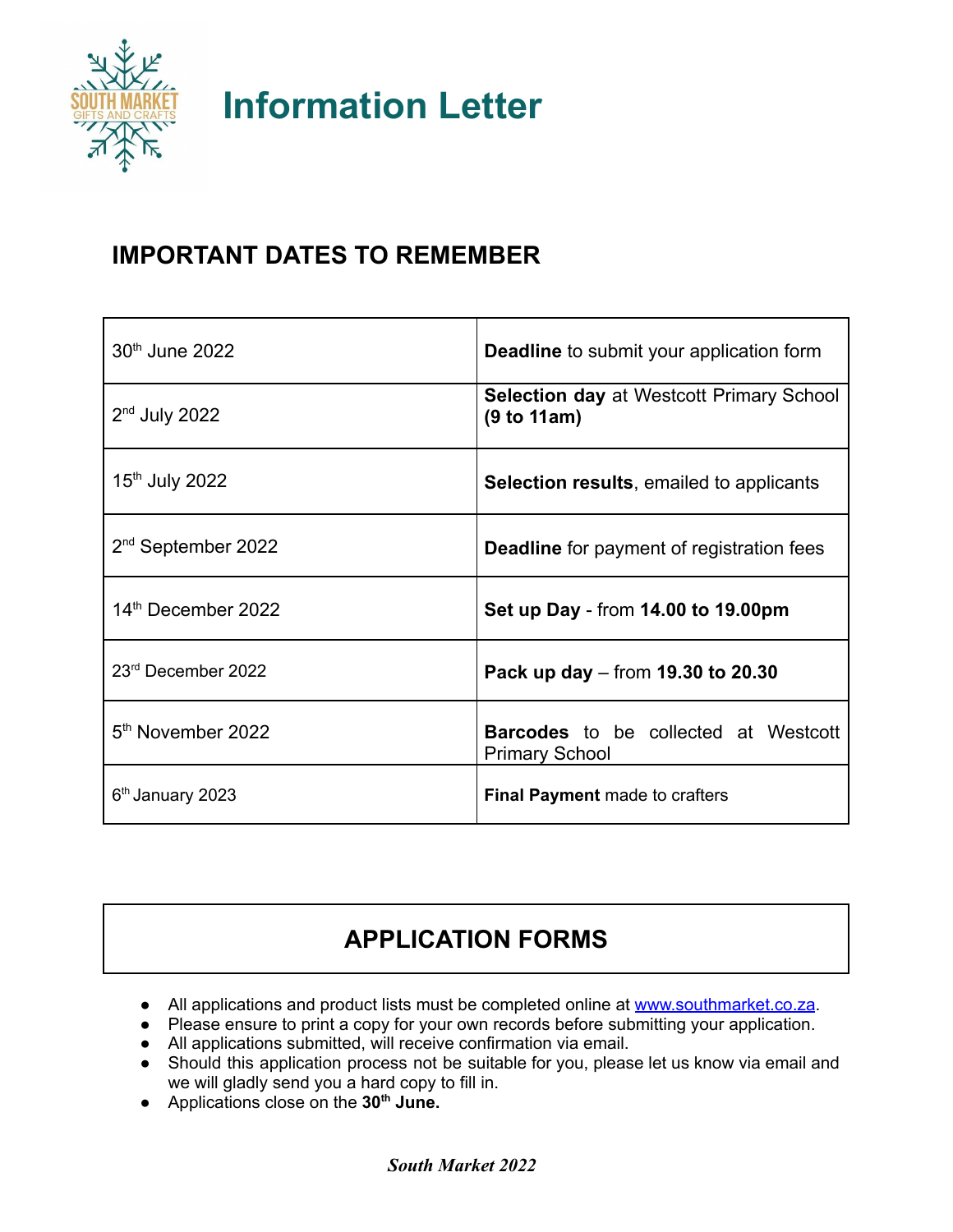# Information Letter

## IMPORTANT DATES TO REMEMBER

| | |
|---|---|
| 30th June 2022 | **Deadline** to submit your application form |
| 2nd July 2022 | **Selection day** at Westcott Primary School **(9 to 11am)** |
| 15th July 2022 | **Selection results**, emailed to applicants |
| 2nd September 2022 | **Deadline** for payment of registration fees |
| 14th December 2022 | **Set up Day** - from **14.00 to 19.00pm** |
| 23rd December 2022 | **Pack up day** – from **19.30 to 20.30** |
| 5th November 2022 | **Barcodes** to be collected at Westcott Primary School |
| 6th January 2023 | **Final Payment** made to crafters |

## APPLICATION FORMS

- All applications and product lists must be completed online at www.southmarket.co.za.
- Please ensure to print a copy for your own records before submitting your application.
- All applications submitted, will receive confirmation via email.
- Should this application process not be suitable for you, please let us know via email and we will gladly send you a hard copy to fill in.
- Applications close on the **30th June.**

***South Market 2022***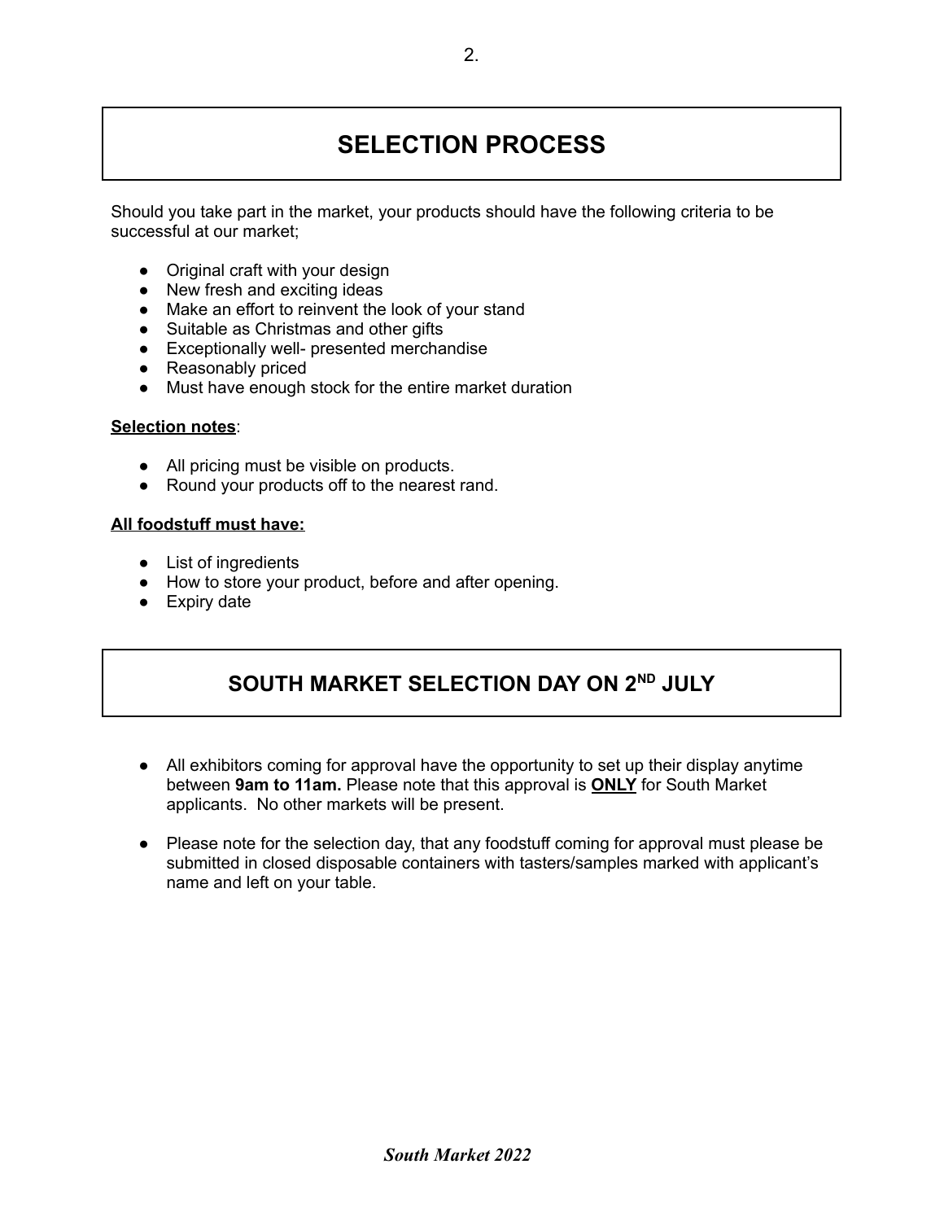# SELECTION PROCESS

Should you take part in the market, your products should have the following criteria to be successful at our market;

- Original craft with your design
- New fresh and exciting ideas
- Make an effort to reinvent the look of your stand
- Suitable as Christmas and other gifts
- Exceptionally well- presented merchandise
- Reasonably priced
- Must have enough stock for the entire market duration

**Selection notes**:

- All pricing must be visible on products.
- Round your products off to the nearest rand.

**All foodstuff must have:**

- List of ingredients
- How to store your product, before and after opening.
- Expiry date

# SOUTH MARKET SELECTION DAY ON 2ND JULY

- All exhibitors coming for approval have the opportunity to set up their display anytime between **9am to 11am.** Please note that this approval is **ONLY** for South Market applicants. No other markets will be present.

- Please note for the selection day, that any foodstuff coming for approval must please be submitted in closed disposable containers with tasters/samples marked with applicant's name and left on your table.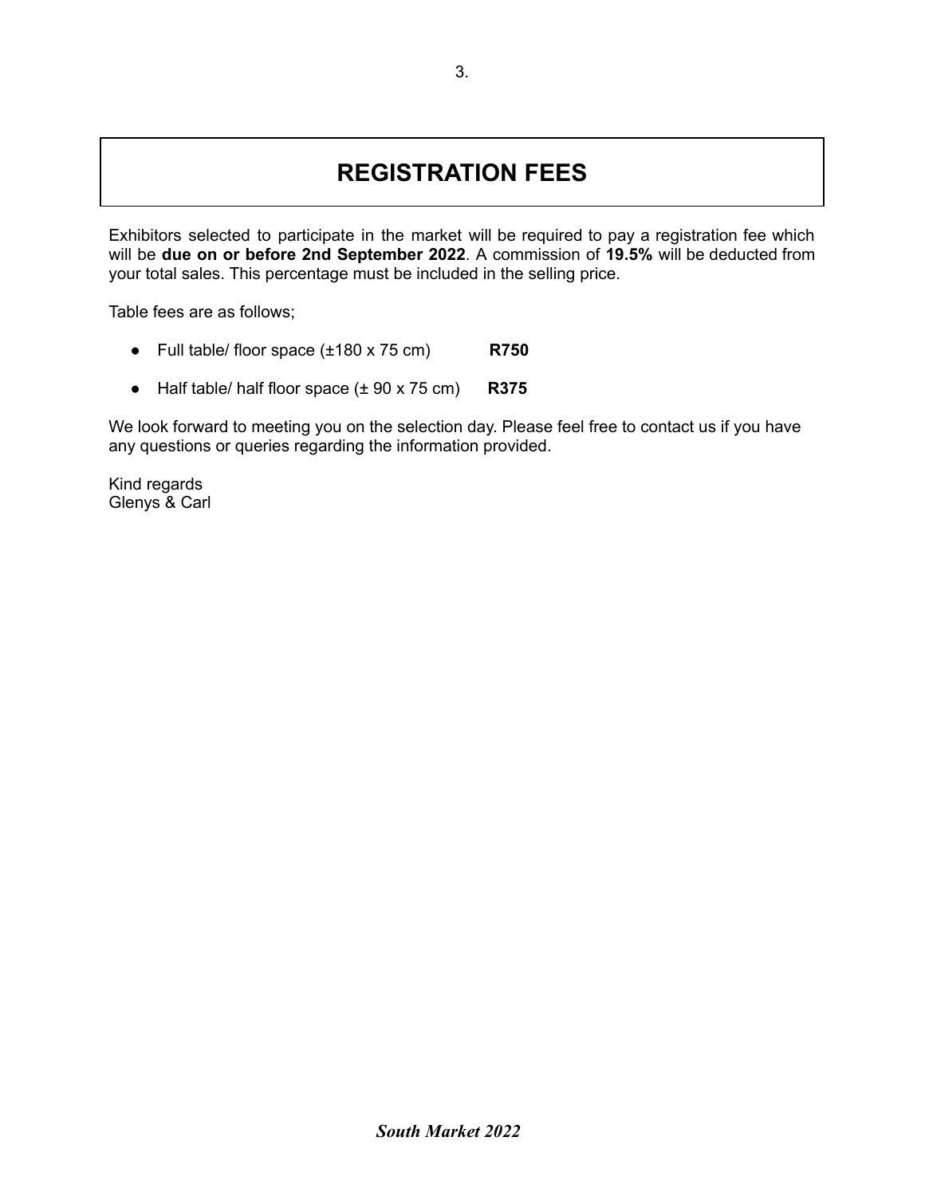# REGISTRATION FEES

Exhibitors selected to participate in the market will be required to pay a registration fee which will be **due on or before 2nd September 2022**. A commission of **19.5%** will be deducted from your total sales. This percentage must be included in the selling price.

Table fees are as follows;

- Full table/ floor space (±180 x 75 cm) **R750**
- Half table/ half floor space (± 90 x 75 cm) **R375**

We look forward to meeting you on the selection day. Please feel free to contact us if you have any questions or queries regarding the information provided.

Kind regards
Glenys & Carl